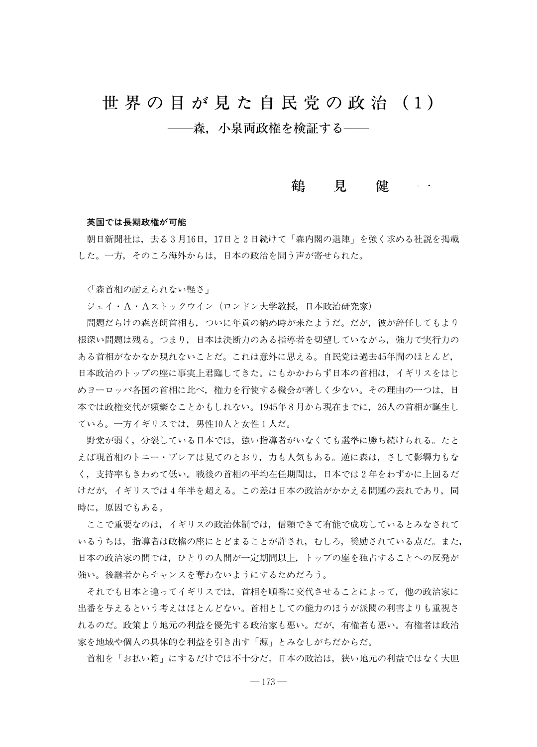# 世界の目が見た自民党の政治（1）

## ――森，小泉両政権を検証する――

**鶴　見　健　一**

### 英国では長期政権が可能

朝日新聞社は，去る３月16日，17日と２日続けて「森内閣の退陣」を強く求める社説を掲載した。一方，そのころ海外からは，日本の政治を問う声が寄せられた。

〈「森首相の耐えられない軽さ」

ジェイ・A・Aストックウイン（ロンドン大学教授，日本政治研究家）

問題だらけの森喜朗首相も，ついに年貢の納め時が来たようだ。だが，彼が辞任してもより根深い問題は残る。つまり，日本は決断力のある指導者を切望していながら，強力で実行力のある首相がなかなか現れないことだ。これは意外に思える。自民党は過去45年間のほとんど，日本政治のトップの座に事実上君臨してきた。にもかかわらず日本の首相は，イギリスをはじめヨーロッパ各国の首相に比べ，権力を行使する機会が著しく少ない。その理由の一つは，日本では政権交代が頻繁なことかもしれない。1945年８月から現在までに，26人の首相が誕生している。一方イギリスでは，男性10人と女性１人だ。

野党が弱く，分裂している日本では，強い指導者がいなくても選挙に勝ち続けられる。たとえば現首相のトニー・ブレアは見てのとおり，力も人気もある。逆に森は，さして影響力もなく，支持率もきわめて低い。戦後の首相の平均在任期間は，日本では２年をわずかに上回るだけだが，イギリスでは４年半を超える。この差は日本の政治がかかえる問題の表れであり，同時に，原因でもある。

ここで重要なのは，イギリスの政治体制では，信頼できて有能で成功しているとみなされているうちは，指導者は政権の座にとどまることが許され，むしろ，奨励されている点だ。また，日本の政治家の間では，ひとりの人間が一定期間以上，トップの座を独占することへの反発が強い。後継者からチャンスを奪わないようにするためだろう。

それでも日本と違ってイギリスでは，首相を順番に交代させることによって，他の政治家に出番を与えるという考えはほとんどない。首相としての能力のほうが派閥の利害よりも重視されるのだ。政策より地元の利益を優先する政治家も悪い。だが，有権者も悪い。有権者は政治家を地域や個人の具体的な利益を引き出す「源」とみなしがちだからだ。

首相を「お払い箱」にするだけでは不十分だ。日本の政治は，狭い地元の利益ではなく大胆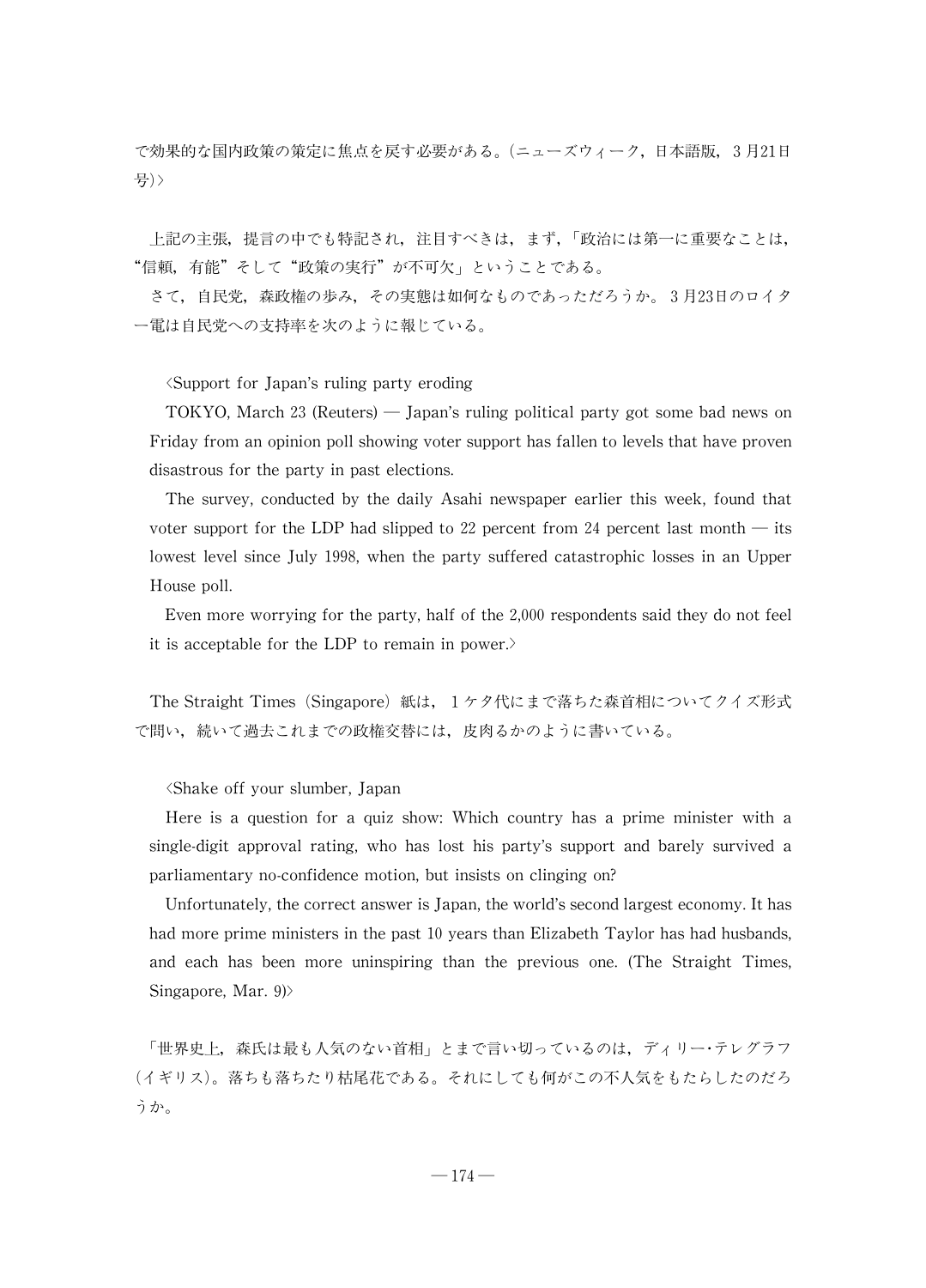で効果的な国内政策の策定に焦点を戻す必要がある。(ニューズウィーク，日本語版，３月21日号)〉

上記の主張，提言の中でも特記され，注目すべきは，まず，「政治には第一に重要なことは，“信頼，有能”そして“政策の実行”が不可欠」ということである。

さて，自民党，森政権の歩み，その実態は如何なものであっただろうか。３月23日のロイター電は自民党への支持率を次のように報じている。

〈Support for Japan's ruling party eroding

TOKYO, March 23 (Reuters) — Japan's ruling political party got some bad news on Friday from an opinion poll showing voter support has fallen to levels that have proven disastrous for the party in past elections.

The survey, conducted by the daily Asahi newspaper earlier this week, found that voter support for the LDP had slipped to 22 percent from 24 percent last month — its lowest level since July 1998, when the party suffered catastrophic losses in an Upper House poll.

Even more worrying for the party, half of the 2,000 respondents said they do not feel it is acceptable for the LDP to remain in power.〉

The Straight Times（Singapore）紙は，１ケタ代にまで落ちた森首相についてクイズ形式で問い，続いて過去これまでの政権交替には，皮肉るかのように書いている。

〈Shake off your slumber, Japan

Here is a question for a quiz show: Which country has a prime minister with a single-digit approval rating, who has lost his party's support and barely survived a parliamentary no-confidence motion, but insists on clinging on?

Unfortunately, the correct answer is Japan, the world's second largest economy. It has had more prime ministers in the past 10 years than Elizabeth Taylor has had husbands, and each has been more uninspiring than the previous one. (The Straight Times, Singapore, Mar. 9)〉

「世界史上，森氏は最も人気のない首相」とまで言い切っているのは，ディリー・テレグラフ（イギリス)。落ちも落ちたり枯尾花である。それにしても何がこの不人気をもたらしたのだろうか。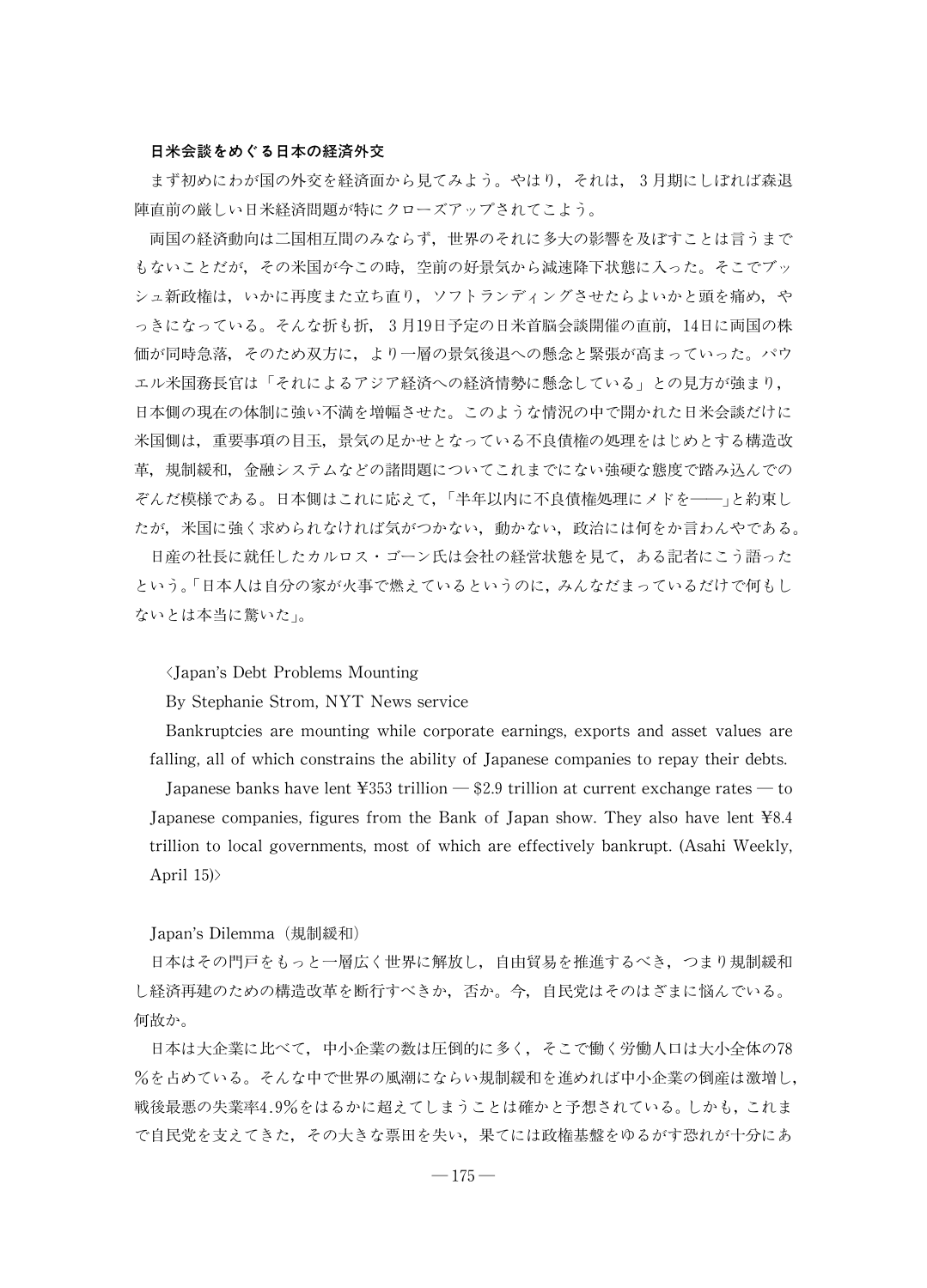### 日米会談をめぐる日本の経済外交

まず初めにわが国の外交を経済面から見てみよう。やはり，それは，３月期にしぼれば森退陣直前の厳しい日米経済問題が特にクローズアップされてこよう。

両国の経済動向は二国相互間のみならず，世界のそれに多大の影響を及ぼすことは言うまでもないことだが，その米国が今この時，空前の好景気から減速降下状態に入った。そこでブッシュ新政権は，いかに再度また立ち直り，ソフトランディングさせたらよいかと頭を痛め，やっきになっている。そんな折も折，３月19日予定の日米首脳会談開催の直前，14日に両国の株価が同時急落，そのため双方に，より一層の景気後退への懸念と緊張が高まっていった。パウエル米国務長官は「それによるアジア経済への経済情勢に懸念している」との見方が強まり，日本側の現在の体制に強い不満を増幅させた。このような情況の中で開かれた日米会談だけに米国側は，重要事項の目玉，景気の足かせとなっている不良債権の処理をはじめとする構造改革，規制緩和，金融システムなどの諸問題についてこれまでにない強硬な態度で踏み込んでのぞんだ模様である。日本側はこれに応えて，「半年以内に不良債権処理にメドを——」と約束したが，米国に強く求められなければ気がつかない，動かない，政治には何をか言わんやである。

日産の社長に就任したカルロス・ゴーン氏は会社の経営状態を見て，ある記者にこう語ったという。「日本人は自分の家が火事で燃えているというのに，みんなだまっているだけで何もしないとは本当に驚いた」。

〈Japan's Debt Problems Mounting

By Stephanie Strom, NYT News service

Bankruptcies are mounting while corporate earnings, exports and asset values are falling, all of which constrains the ability of Japanese companies to repay their debts.

Japanese banks have lent ¥353 trillion — $2.9 trillion at current exchange rates — to Japanese companies, figures from the Bank of Japan show. They also have lent ¥8.4 trillion to local governments, most of which are effectively bankrupt. (Asahi Weekly, April 15)〉

Japan's Dilemma（規制緩和）

日本はその門戸をもっと一層広く世界に解放し，自由貿易を推進するべき，つまり規制緩和し経済再建のための構造改革を断行すべきか，否か。今，自民党はそのはざまに悩んでいる。何故か。

日本は大企業に比べて，中小企業の数は圧倒的に多く，そこで働く労働人口は大小全体の78％を占めている。そんな中で世界の風潮にならい規制緩和を進めれば中小企業の倒産は激増し，戦後最悪の失業率4.9％をはるかに超えてしまうことは確かと予想されている。しかも，これまで自民党を支えてきた，その大きな票田を失い，果てには政権基盤をゆるがす恐れが十分にあ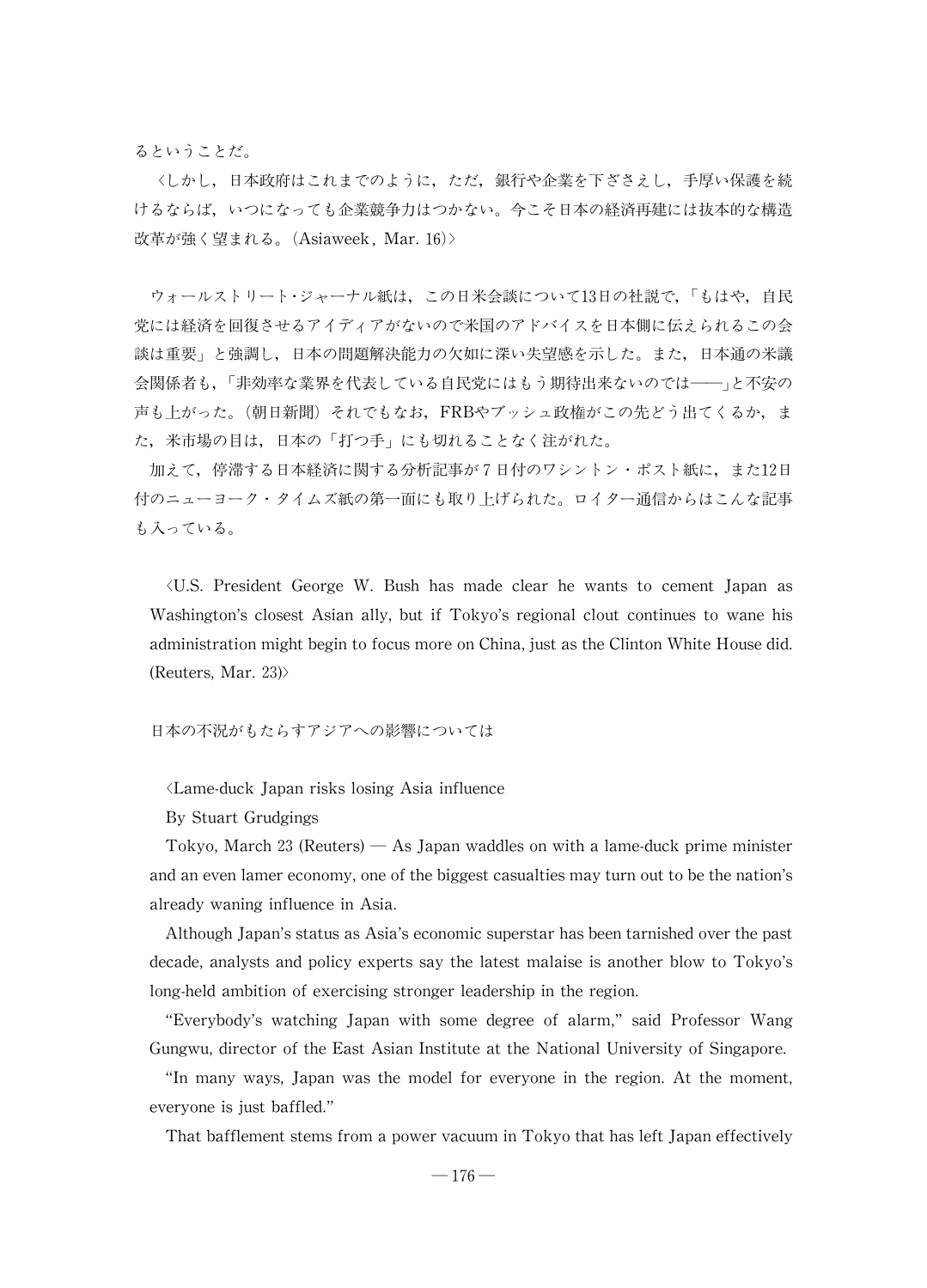るということだ。

〈しかし，日本政府はこれまでのように，ただ，銀行や企業を下ざさえし，手厚い保護を続けるならば，いつになっても企業競争力はつかない。今こそ日本の経済再建には抜本的な構造改革が強く望まれる。(Asiaweek，Mar. 16)〉

ウォールストリート・ジャーナル紙は，この日米会談について13日の社説で，「もはや，自民党には経済を回復させるアイディアがないので米国のアドバイスを日本側に伝えられるこの会談は重要」と強調し，日本の問題解決能力の欠如に深い失望感を示した。また，日本通の米議会関係者も，「非効率な業界を代表している自民党にはもう期待出来ないのでは――」と不安の声も上がった。(朝日新聞) それでもなお，FRBやブッシュ政権がこの先どう出てくるか，また，米市場の目は，日本の「打つ手」にも切れることなく注がれた。

加えて，停滞する日本経済に関する分析記事が7日付のワシントン・ポスト紙に，また12日付のニューヨーク・タイムズ紙の第一面にも取り上げられた。ロイター通信からはこんな記事も入っている。

〈U.S. President George W. Bush has made clear he wants to cement Japan as Washington's closest Asian ally, but if Tokyo's regional clout continues to wane his administration might begin to focus more on China, just as the Clinton White House did. (Reuters, Mar. 23)〉

日本の不況がもたらすアジアへの影響については

〈Lame-duck Japan risks losing Asia influence

By Stuart Grudgings

Tokyo, March 23 (Reuters) — As Japan waddles on with a lame-duck prime minister and an even lamer economy, one of the biggest casualties may turn out to be the nation's already waning influence in Asia.

Although Japan's status as Asia's economic superstar has been tarnished over the past decade, analysts and policy experts say the latest malaise is another blow to Tokyo's long-held ambition of exercising stronger leadership in the region.

"Everybody's watching Japan with some degree of alarm," said Professor Wang Gungwu, director of the East Asian Institute at the National University of Singapore.

"In many ways, Japan was the model for everyone in the region. At the moment, everyone is just baffled."

That bafflement stems from a power vacuum in Tokyo that has left Japan effectively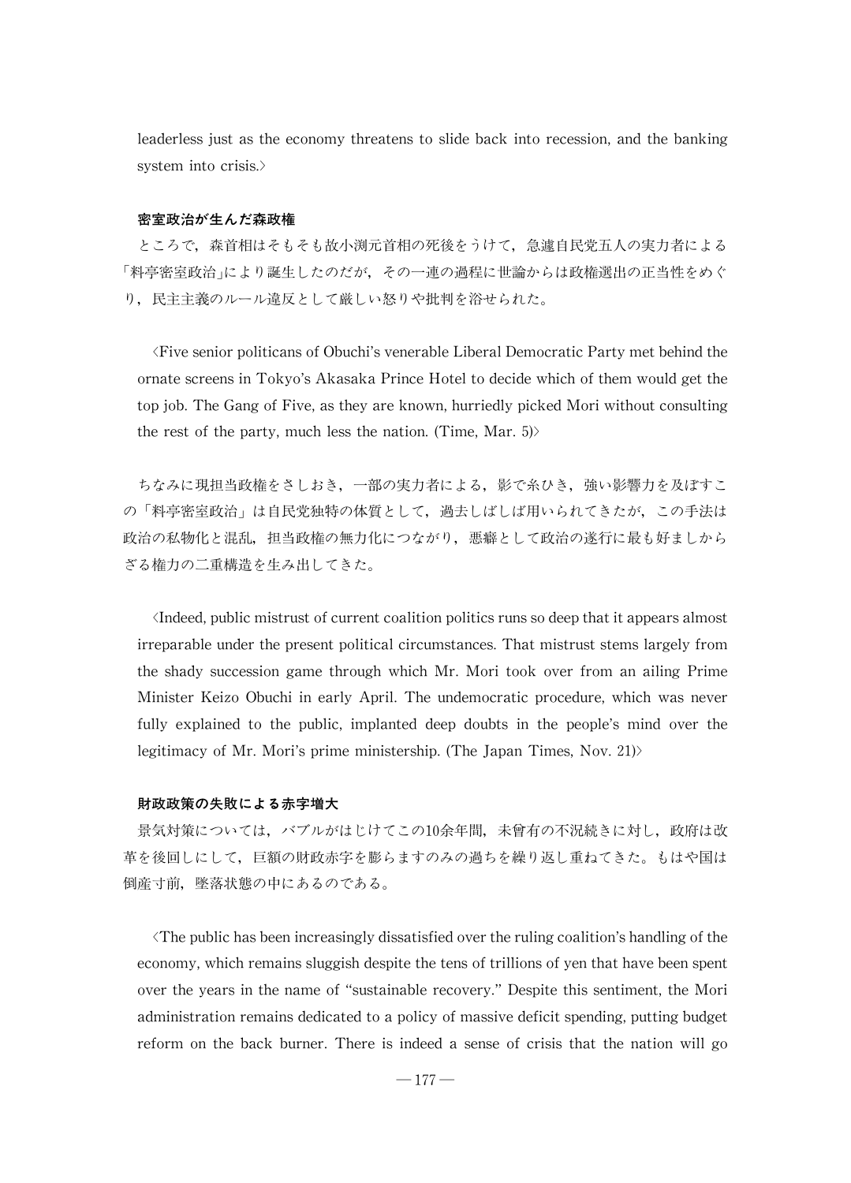leaderless just as the economy threatens to slide back into recession, and the banking system into crisis.〉

**密室政治が生んだ森政権**

ところで，森首相はそもそも故小渕元首相の死後をうけて，急遽自民党五人の実力者による「料亭密室政治」により誕生したのだが，その一連の過程に世論からは政権選出の正当性をめぐり，民主主義のルール違反として厳しい怒りや批判を浴せられた。

〈Five senior politicans of Obuchi's venerable Liberal Democratic Party met behind the ornate screens in Tokyo's Akasaka Prince Hotel to decide which of them would get the top job. The Gang of Five, as they are known, hurriedly picked Mori without consulting the rest of the party, much less the nation. (Time, Mar. 5)〉

ちなみに現担当政権をさしおき，一部の実力者による，影で糸ひき，強い影響力を及ぼすこの「料亭密室政治」は自民党独特の体質として，過去しばしば用いられてきたが，この手法は政治の私物化と混乱，担当政権の無力化につながり，悪癖として政治の遂行に最も好ましからざる権力の二重構造を生み出してきた。

〈Indeed, public mistrust of current coalition politics runs so deep that it appears almost irreparable under the present political circumstances. That mistrust stems largely from the shady succession game through which Mr. Mori took over from an ailing Prime Minister Keizo Obuchi in early April. The undemocratic procedure, which was never fully explained to the public, implanted deep doubts in the people's mind over the legitimacy of Mr. Mori's prime ministership. (The Japan Times, Nov. 21)〉

**財政政策の失敗による赤字増大**

景気対策については，バブルがはじけてこの10余年間，未曾有の不況続きに対し，政府は改革を後回しにして，巨額の財政赤字を膨らますのみの過ちを繰り返し重ねてきた。もはや国は倒産寸前，墜落状態の中にあるのである。

〈The public has been increasingly dissatisfied over the ruling coalition's handling of the economy, which remains sluggish despite the tens of trillions of yen that have been spent over the years in the name of "sustainable recovery." Despite this sentiment, the Mori administration remains dedicated to a policy of massive deficit spending, putting budget reform on the back burner. There is indeed a sense of crisis that the nation will go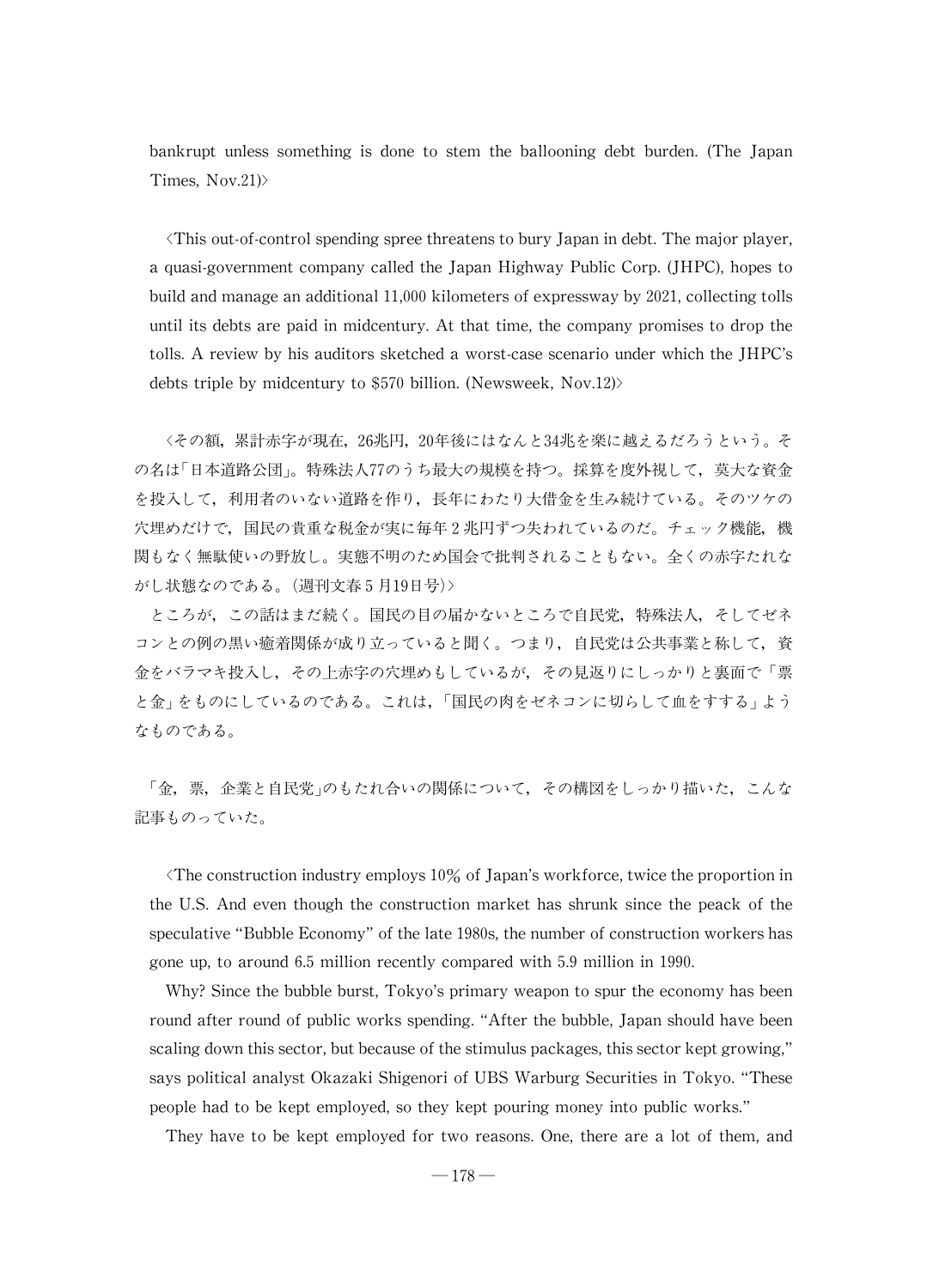bankrupt unless something is done to stem the ballooning debt burden. (The Japan Times, Nov.21)〉

〈This out-of-control spending spree threatens to bury Japan in debt. The major player, a quasi-government company called the Japan Highway Public Corp. (JHPC), hopes to build and manage an additional 11,000 kilometers of expressway by 2021, collecting tolls until its debts are paid in midcentury. At that time, the company promises to drop the tolls. A review by his auditors sketched a worst-case scenario under which the JHPC's debts triple by midcentury to $570 billion. (Newsweek, Nov.12)〉

〈その額，累計赤字が現在，26兆円，20年後にはなんと34兆を楽に越えるだろうという。その名は「日本道路公団」。特殊法人77のうち最大の規模を持つ。採算を度外視して，莫大な資金を投入して，利用者のいない道路を作り，長年にわたり大借金を生み続けている。そのツケの穴埋めだけで，国民の貴重な税金が実に毎年２兆円ずつ失われているのだ。チェック機能，機関もなく無駄使いの野放し。実態不明のため国会で批判されることもない。全くの赤字たれながし状態なのである。（週刊文春５月19日号）〉

ところが，この話はまだ続く。国民の目の届かないところで自民党，特殊法人，そしてゼネコンとの例の黒い癒着関係が成り立っていると聞く。つまり，自民党は公共事業と称して，資金をバラマキ投入し，その上赤字の穴埋めもしているが，その見返りにしっかりと裏面で「票と金」をものにしているのである。これは，「国民の肉をゼネコンに切らして血をすする」ようなものである。

「金，票，企業と自民党」のもたれ合いの関係について，その構図をしっかり描いた，こんな記事ものっていた。

〈The construction industry employs 10% of Japan's workforce, twice the proportion in the U.S. And even though the construction market has shrunk since the peack of the speculative "Bubble Economy" of the late 1980s, the number of construction workers has gone up, to around 6.5 million recently compared with 5.9 million in 1990.

Why? Since the bubble burst, Tokyo's primary weapon to spur the economy has been round after round of public works spending. "After the bubble, Japan should have been scaling down this sector, but because of the stimulus packages, this sector kept growing," says political analyst Okazaki Shigenori of UBS Warburg Securities in Tokyo. "These people had to be kept employed, so they kept pouring money into public works."

They have to be kept employed for two reasons. One, there are a lot of them, and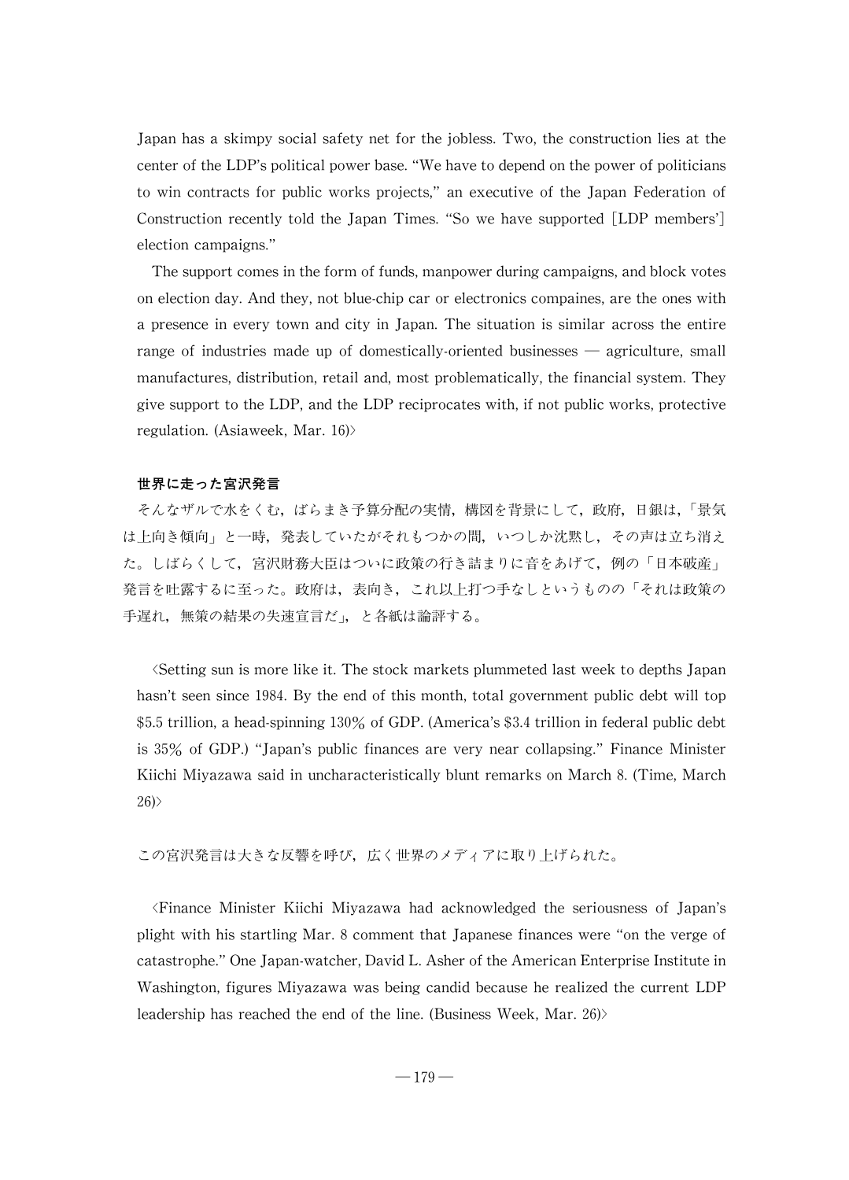Japan has a skimpy social safety net for the jobless. Two, the construction lies at the center of the LDP's political power base. "We have to depend on the power of politicians to win contracts for public works projects," an executive of the Japan Federation of Construction recently told the Japan Times. "So we have supported [LDP members'] election campaigns."

The support comes in the form of funds, manpower during campaigns, and block votes on election day. And they, not blue-chip car or electronics compaines, are the ones with a presence in every town and city in Japan. The situation is similar across the entire range of industries made up of domestically-oriented businesses — agriculture, small manufactures, distribution, retail and, most problematically, the financial system. They give support to the LDP, and the LDP reciprocates with, if not public works, protective regulation. (Asiaweek, Mar. 16)〉

### 世界に走った宮沢発言

そんなザルで水をくむ，ばらまき予算分配の実情，構図を背景にして，政府，日銀は，「景気は上向き傾向」と一時，発表していたがそれもつかの間，いつしか沈黙し，その声は立ち消えた。しばらくして，宮沢財務大臣はついに政策の行き詰まりに音をあげて，例の「日本破産」発言を吐露するに至った。政府は，表向き，これ以上打つ手なしというものの「それは政策の手遅れ，無策の結果の失速宣言だ」，と各紙は論評する。

〈Setting sun is more like it. The stock markets plummeted last week to depths Japan hasn't seen since 1984. By the end of this month, total government public debt will top $5.5 trillion, a head-spinning 130% of GDP. (America's $3.4 trillion in federal public debt is 35% of GDP.) "Japan's public finances are very near collapsing." Finance Minister Kiichi Miyazawa said in uncharacteristically blunt remarks on March 8. (Time, March 26)〉

この宮沢発言は大きな反響を呼び，広く世界のメディアに取り上げられた。

〈Finance Minister Kiichi Miyazawa had acknowledged the seriousness of Japan's plight with his startling Mar. 8 comment that Japanese finances were "on the verge of catastrophe." One Japan-watcher, David L. Asher of the American Enterprise Institute in Washington, figures Miyazawa was being candid because he realized the current LDP leadership has reached the end of the line. (Business Week, Mar. 26)〉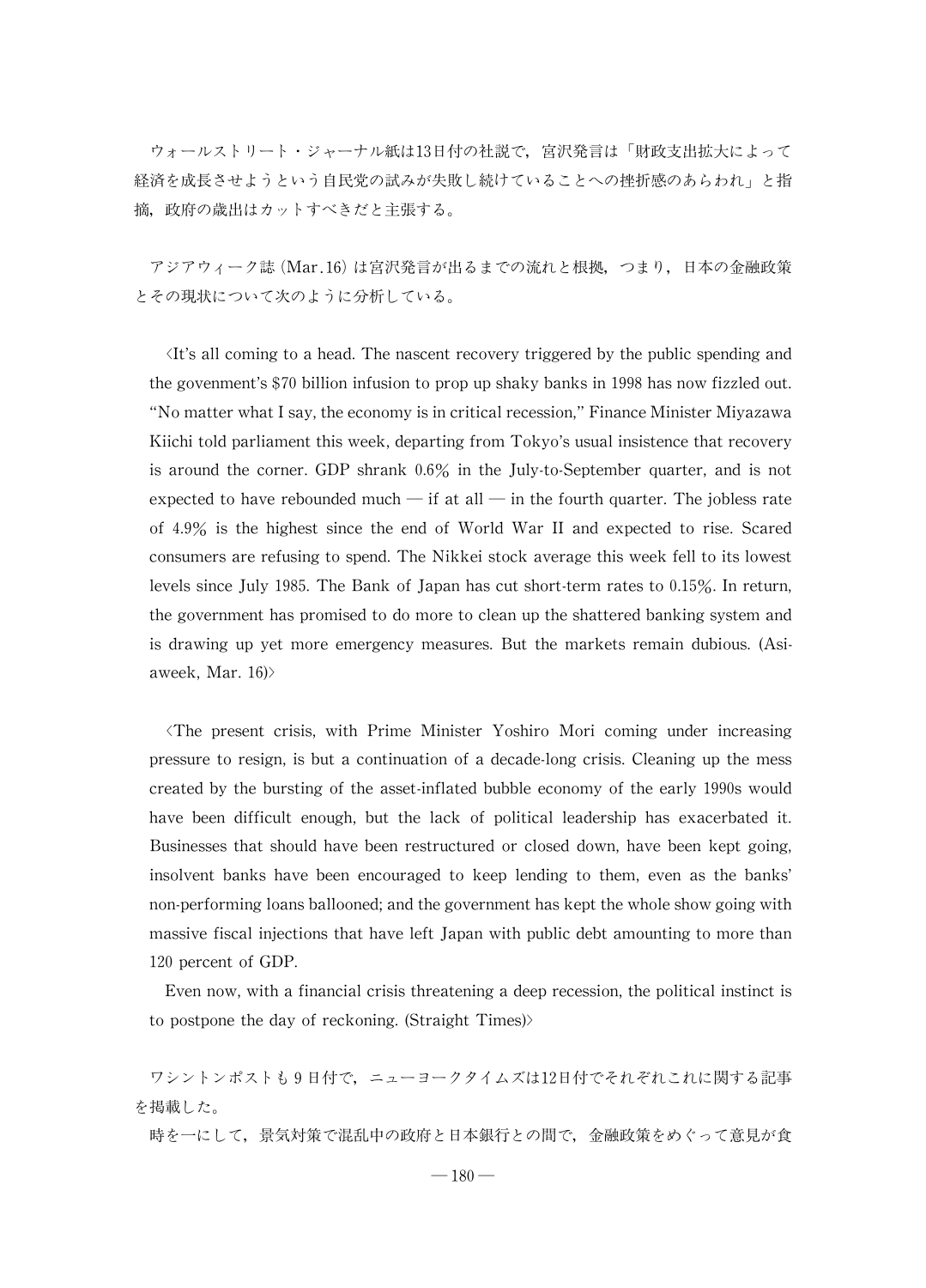ウォールストリート・ジャーナル紙は13日付の社説で，宮沢発言は「財政支出拡大によって経済を成長させようという自民党の試みが失敗し続けていることへの挫折感のあらわれ」と指摘，政府の歳出はカットすべきだと主張する。

アジアウィーク誌（Mar.16）は宮沢発言が出るまでの流れと根拠，つまり，日本の金融政策とその現状について次のように分析している。

〈It's all coming to a head. The nascent recovery triggered by the public spending and the govenment's $70 billion infusion to prop up shaky banks in 1998 has now fizzled out. "No matter what I say, the economy is in critical recession," Finance Minister Miyazawa Kiichi told parliament this week, departing from Tokyo's usual insistence that recovery is around the corner. GDP shrank 0.6% in the July-to-September quarter, and is not expected to have rebounded much — if at all — in the fourth quarter. The jobless rate of 4.9% is the highest since the end of World War II and expected to rise. Scared consumers are refusing to spend. The Nikkei stock average this week fell to its lowest levels since July 1985. The Bank of Japan has cut short-term rates to 0.15%. In return, the government has promised to do more to clean up the shattered banking system and is drawing up yet more emergency measures. But the markets remain dubious. (Asiaweek, Mar. 16)〉

〈The present crisis, with Prime Minister Yoshiro Mori coming under increasing pressure to resign, is but a continuation of a decade-long crisis. Cleaning up the mess created by the bursting of the asset-inflated bubble economy of the early 1990s would have been difficult enough, but the lack of political leadership has exacerbated it. Businesses that should have been restructured or closed down, have been kept going, insolvent banks have been encouraged to keep lending to them, even as the banks' non-performing loans ballooned; and the government has kept the whole show going with massive fiscal injections that have left Japan with public debt amounting to more than 120 percent of GDP.

Even now, with a financial crisis threatening a deep recession, the political instinct is to postpone the day of reckoning. (Straight Times)〉

ワシントンポストも9日付で，ニューヨークタイムズは12日付でそれぞれこれに関する記事を掲載した。

時を一にして，景気対策で混乱中の政府と日本銀行との間で，金融政策をめぐって意見が食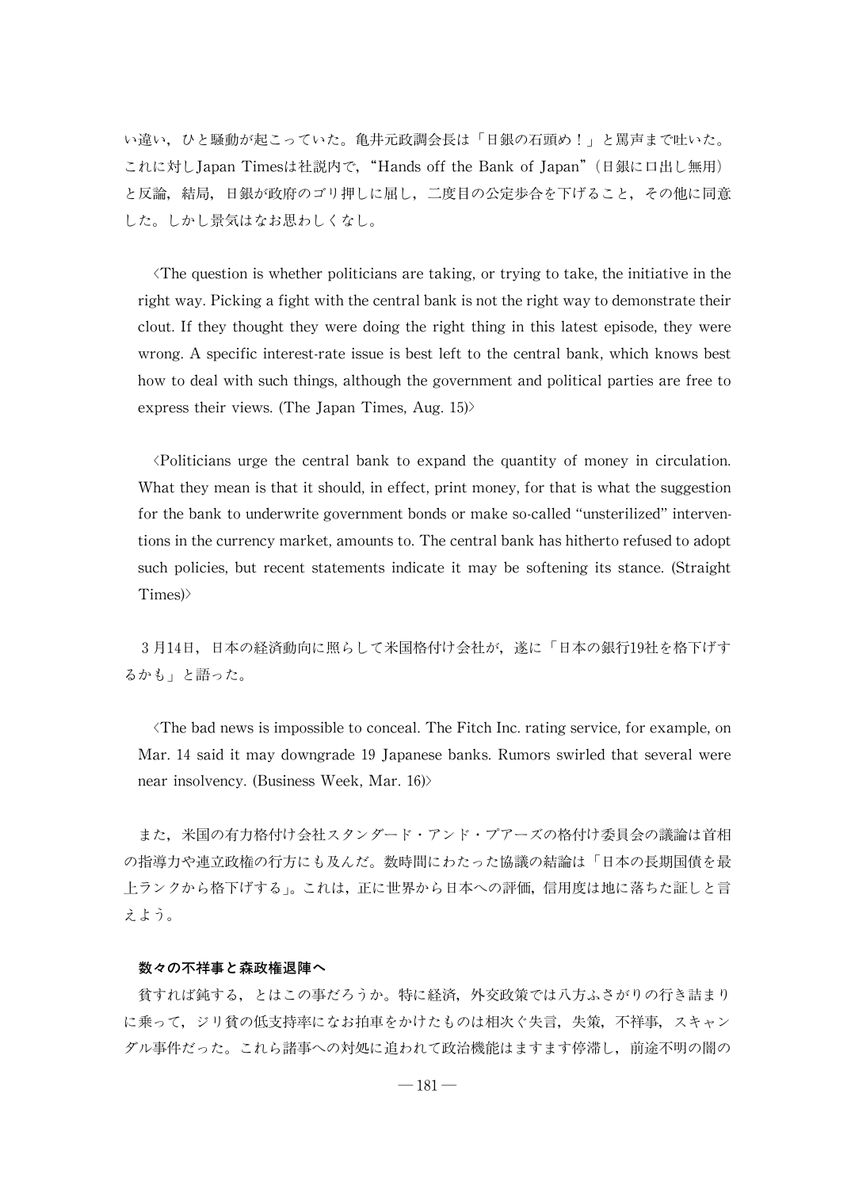い違い，ひと騒動が起こっていた。亀井元政調会長は「日銀の石頭め！」と罵声まで吐いた。これに対しJapan Timesは社説内で，“Hands off the Bank of Japan”（日銀に口出し無用）と反論，結局，日銀が政府のゴリ押しに屈し，二度目の公定歩合を下げること，その他に同意した。しかし景気はなお思わしくなし。

〈The question is whether politicians are taking, or trying to take, the initiative in the right way. Picking a fight with the central bank is not the right way to demonstrate their clout. If they thought they were doing the right thing in this latest episode, they were wrong. A specific interest-rate issue is best left to the central bank, which knows best how to deal with such things, although the government and political parties are free to express their views. (The Japan Times, Aug. 15)〉

〈Politicians urge the central bank to expand the quantity of money in circulation. What they mean is that it should, in effect, print money, for that is what the suggestion for the bank to underwrite government bonds or make so-called “unsterilized” interventions in the currency market, amounts to. The central bank has hitherto refused to adopt such policies, but recent statements indicate it may be softening its stance. (Straight Times)〉

3月14日，日本の経済動向に照らして米国格付け会社が，遂に「日本の銀行19社を格下げするかも」と語った。

〈The bad news is impossible to conceal. The Fitch Inc. rating service, for example, on Mar. 14 said it may downgrade 19 Japanese banks. Rumors swirled that several were near insolvency. (Business Week, Mar. 16)〉

また，米国の有力格付け会社スタンダード・アンド・プアーズの格付け委員会の議論は首相の指導力や連立政権の行方にも及んだ。数時間にわたった協議の結論は「日本の長期国債を最上ランクから格下げする」。これは，正に世界から日本への評価，信用度は地に落ちた証しと言えよう。

### 数々の不祥事と森政権退陣へ

貧すれば鈍する，とはこの事だろうか。特に経済，外交政策では八方ふさがりの行き詰まりに乗って，ジリ貧の低支持率になお拍車をかけたものは相次ぐ失言，失策，不祥事，スキャンダル事件だった。これら諸事への対処に追われて政治機能はますます停滞し，前途不明の闇の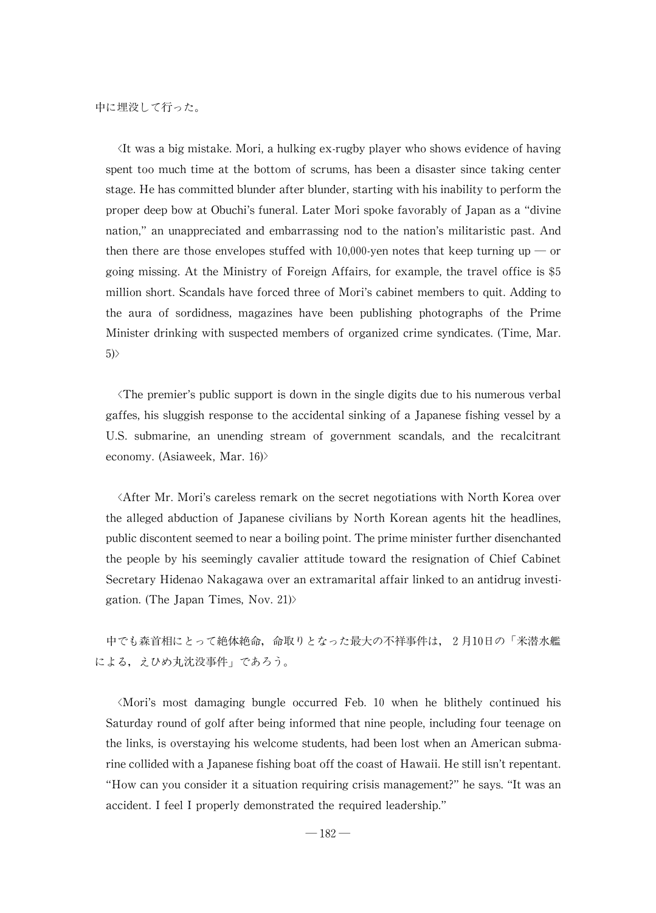中に埋没して行った。

〈It was a big mistake. Mori, a hulking ex-rugby player who shows evidence of having spent too much time at the bottom of scrums, has been a disaster since taking center stage. He has committed blunder after blunder, starting with his inability to perform the proper deep bow at Obuchi's funeral. Later Mori spoke favorably of Japan as a "divine nation," an unappreciated and embarrassing nod to the nation's militaristic past. And then there are those envelopes stuffed with 10,000-yen notes that keep turning up — or going missing. At the Ministry of Foreign Affairs, for example, the travel office is $5 million short. Scandals have forced three of Mori's cabinet members to quit. Adding to the aura of sordidness, magazines have been publishing photographs of the Prime Minister drinking with suspected members of organized crime syndicates. (Time, Mar. 5)〉

〈The premier's public support is down in the single digits due to his numerous verbal gaffes, his sluggish response to the accidental sinking of a Japanese fishing vessel by a U.S. submarine, an unending stream of government scandals, and the recalcitrant economy. (Asiaweek, Mar. 16)〉

〈After Mr. Mori's careless remark on the secret negotiations with North Korea over the alleged abduction of Japanese civilians by North Korean agents hit the headlines, public discontent seemed to near a boiling point. The prime minister further disenchanted the people by his seemingly cavalier attitude toward the resignation of Chief Cabinet Secretary Hidenao Nakagawa over an extramarital affair linked to an antidrug investigation. (The Japan Times, Nov. 21)〉

中でも森首相にとって絶体絶命，命取りとなった最大の不祥事件は，２月10日の「米潜水艦による，えひめ丸沈没事件」であろう。

〈Mori's most damaging bungle occurred Feb. 10 when he blithely continued his Saturday round of golf after being informed that nine people, including four teenage on the links, is overstaying his welcome students, had been lost when an American submarine collided with a Japanese fishing boat off the coast of Hawaii. He still isn't repentant. "How can you consider it a situation requiring crisis management?" he says. "It was an accident. I feel I properly demonstrated the required leadership."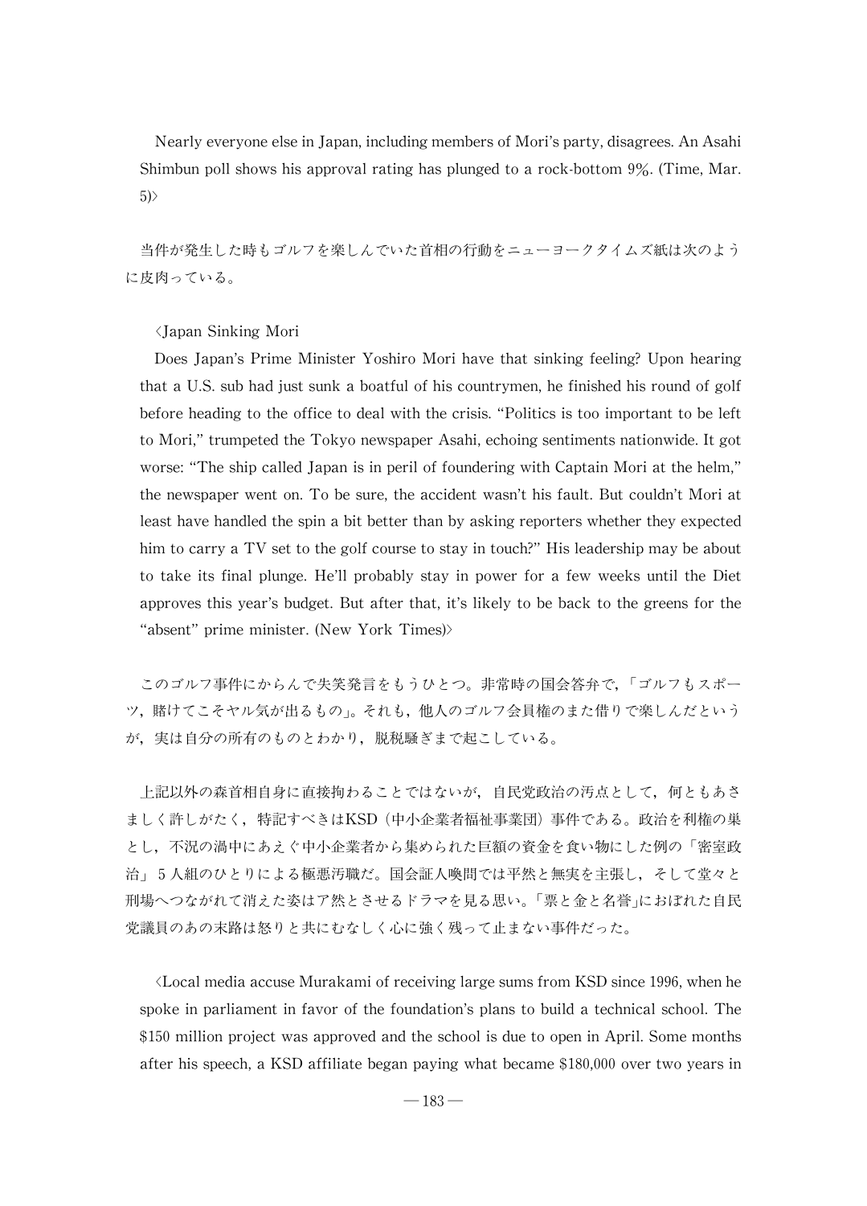Nearly everyone else in Japan, including members of Mori's party, disagrees. An Asahi Shimbun poll shows his approval rating has plunged to a rock-bottom 9%. (Time, Mar. 5)〉

当件が発生した時もゴルフを楽しんでいた首相の行動をニューヨークタイムズ紙は次のように皮肉っている。

〈Japan Sinking Mori

Does Japan's Prime Minister Yoshiro Mori have that sinking feeling? Upon hearing that a U.S. sub had just sunk a boatful of his countrymen, he finished his round of golf before heading to the office to deal with the crisis. "Politics is too important to be left to Mori," trumpeted the Tokyo newspaper Asahi, echoing sentiments nationwide. It got worse: "The ship called Japan is in peril of foundering with Captain Mori at the helm," the newspaper went on. To be sure, the accident wasn't his fault. But couldn't Mori at least have handled the spin a bit better than by asking reporters whether they expected him to carry a TV set to the golf course to stay in touch?" His leadership may be about to take its final plunge. He'll probably stay in power for a few weeks until the Diet approves this year's budget. But after that, it's likely to be back to the greens for the "absent" prime minister. (New York Times)〉

このゴルフ事件にからんで失笑発言をもうひとつ。非常時の国会答弁で，「ゴルフもスポーツ，賭けてこそヤル気が出るもの」。それも，他人のゴルフ会員権のまた借りで楽しんだというが，実は自分の所有のものとわかり，脱税騒ぎまで起こしている。

上記以外の森首相自身に直接拘わることではないが，自民党政治の汚点として，何ともあさましく許しがたく，特記すべきはKSD（中小企業者福祉事業団）事件である。政治を利権の巣とし，不況の渦中にあえぐ中小企業者から集められた巨額の資金を食い物にした例の「密室政治」５人組のひとりによる極悪汚職だ。国会証人喚問では平然と無実を主張し，そして堂々と刑場へつながれて消えた姿はア然とさせるドラマを見る思い。「票と金と名誉」におぼれた自民党議員のあの末路は怒りと共にむなしく心に強く残って止まない事件だった。

〈Local media accuse Murakami of receiving large sums from KSD since 1996, when he spoke in parliament in favor of the foundation's plans to build a technical school. The $150 million project was approved and the school is due to open in April. Some months after his speech, a KSD affiliate began paying what became $180,000 over two years in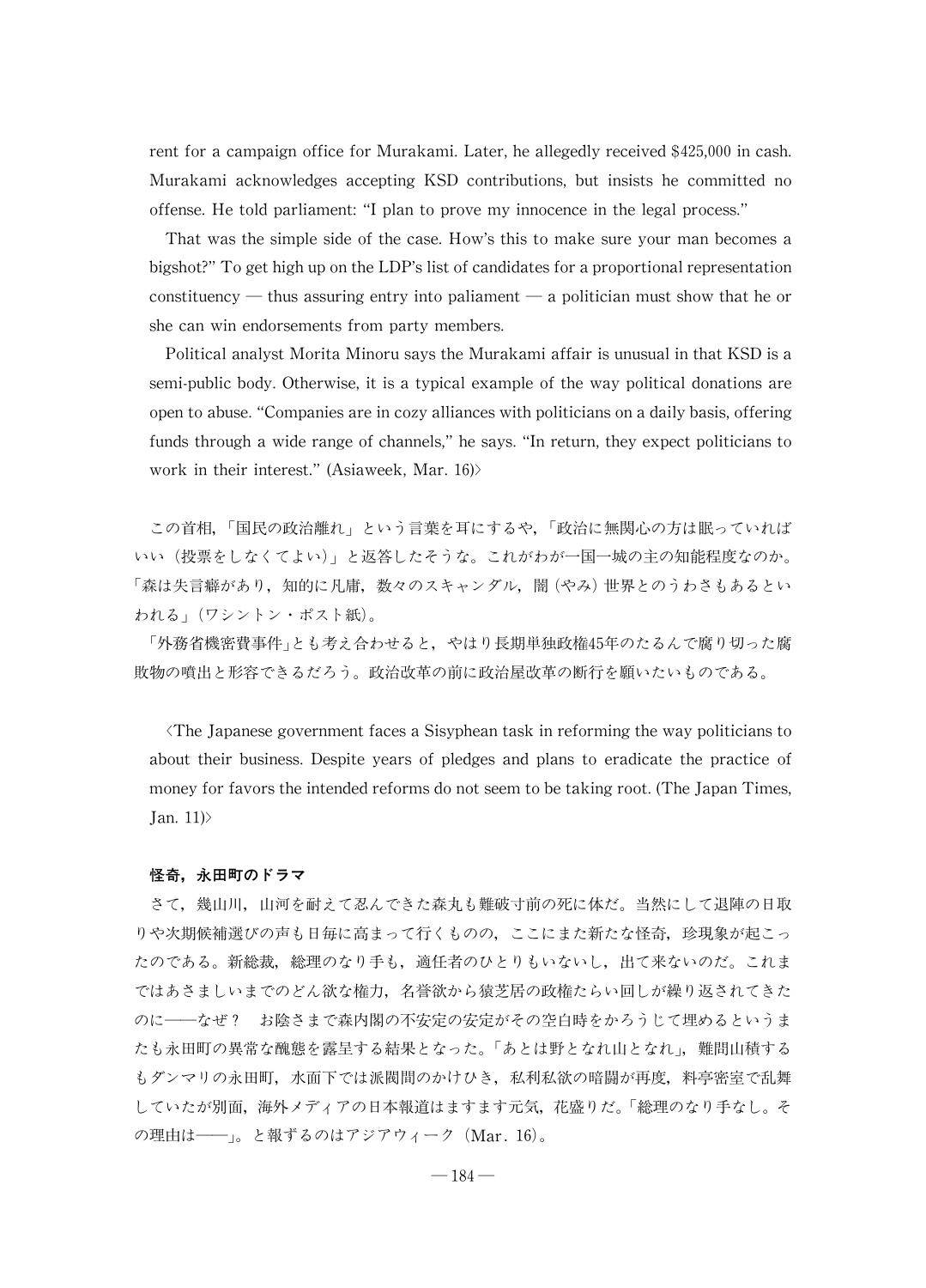rent for a campaign office for Murakami. Later, he allegedly received $425,000 in cash. Murakami acknowledges accepting KSD contributions, but insists he committed no offense. He told parliament: "I plan to prove my innocence in the legal process."

That was the simple side of the case. How's this to make sure your man becomes a bigshot?" To get high up on the LDP's list of candidates for a proportional representation constituency — thus assuring entry into paliament — a politician must show that he or she can win endorsements from party members.

Political analyst Morita Minoru says the Murakami affair is unusual in that KSD is a semi-public body. Otherwise, it is a typical example of the way political donations are open to abuse. "Companies are in cozy alliances with politicians on a daily basis, offering funds through a wide range of channels," he says. "In return, they expect politicians to work in their interest." (Asiaweek, Mar. 16)〉

この首相,「国民の政治離れ」という言葉を耳にするや,「政治に無関心の方は眠っていればいい（投票をしなくてよい）」と返答したそうな。これがわが一国一城の主の知能程度なのか。「森は失言癖があり，知的に凡庸，数々のスキャンダル，闇（やみ）世界とのうわさもあるといわれる」（ワシントン・ポスト紙）。

「外務省機密費事件」とも考え合わせると，やはり長期単独政権45年のたるんで腐り切った腐敗物の噴出と形容できるだろう。政治改革の前に政治屋改革の断行を願いたいものである。

〈The Japanese government faces a Sisyphean task in reforming the way politicians to about their business. Despite years of pledges and plans to eradicate the practice of money for favors the intended reforms do not seem to be taking root. (The Japan Times, Jan. 11)〉

**怪奇，永田町のドラマ**

さて，幾山川，山河を耐えて忍んできた森丸も難破寸前の死に体だ。当然にして退陣の日取りや次期候補選びの声も日毎に高まって行くものの，ここにまた新たな怪奇，珍現象が起こったのである。新総裁，総理のなり手も，適任者のひとりもいないし，出て来ないのだ。これまではあさましいまでのどん欲な権力，名誉欲から猿芝居の政権たらい回しが繰り返されてきたのに——なぜ？　お陰さまで森内閣の不安定の安定がその空白時をかろうじて埋めるというまたも永田町の異常な醜態を露呈する結果となった。「あとは野となれ山となれ」，難問山積するもダンマリの永田町，水面下では派閥間のかけひき，私利私欲の暗闘が再度，料亭密室で乱舞していたが別面，海外メディアの日本報道はますます元気，花盛りだ。「総理のなり手なし。その理由は——」。と報ずるのはアジアウィーク（Mar. 16）。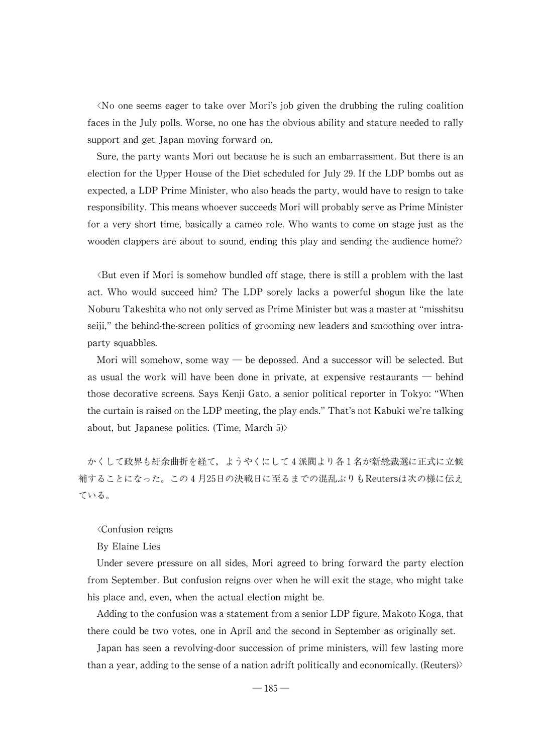〈No one seems eager to take over Mori's job given the drubbing the ruling coalition faces in the July polls. Worse, no one has the obvious ability and stature needed to rally support and get Japan moving forward on.

Sure, the party wants Mori out because he is such an embarrassment. But there is an election for the Upper House of the Diet scheduled for July 29. If the LDP bombs out as expected, a LDP Prime Minister, who also heads the party, would have to resign to take responsibility. This means whoever succeeds Mori will probably serve as Prime Minister for a very short time, basically a cameo role. Who wants to come on stage just as the wooden clappers are about to sound, ending this play and sending the audience home?〉

〈But even if Mori is somehow bundled off stage, there is still a problem with the last act. Who would succeed him? The LDP sorely lacks a powerful shogun like the late Noburu Takeshita who not only served as Prime Minister but was a master at "misshitsu seiji," the behind-the-screen politics of grooming new leaders and smoothing over intra-party squabbles.

Mori will somehow, some way — be depossed. And a successor will be selected. But as usual the work will have been done in private, at expensive restaurants — behind those decorative screens. Says Kenji Gato, a senior political reporter in Tokyo: "When the curtain is raised on the LDP meeting, the play ends." That's not Kabuki we're talking about, but Japanese politics. (Time, March 5)〉

かくして政界も紆余曲折を経て，ようやくにして4派閥より各1名が新総裁選に正式に立候補することになった。この4月25日の決戦日に至るまでの混乱ぶりもReutersは次の様に伝えている。

〈Confusion reigns

By Elaine Lies

Under severe pressure on all sides, Mori agreed to bring forward the party election from September. But confusion reigns over when he will exit the stage, who might take his place and, even, when the actual election might be.

Adding to the confusion was a statement from a senior LDP figure, Makoto Koga, that there could be two votes, one in April and the second in September as originally set.

Japan has seen a revolving-door succession of prime ministers, will few lasting more than a year, adding to the sense of a nation adrift politically and economically. (Reuters)〉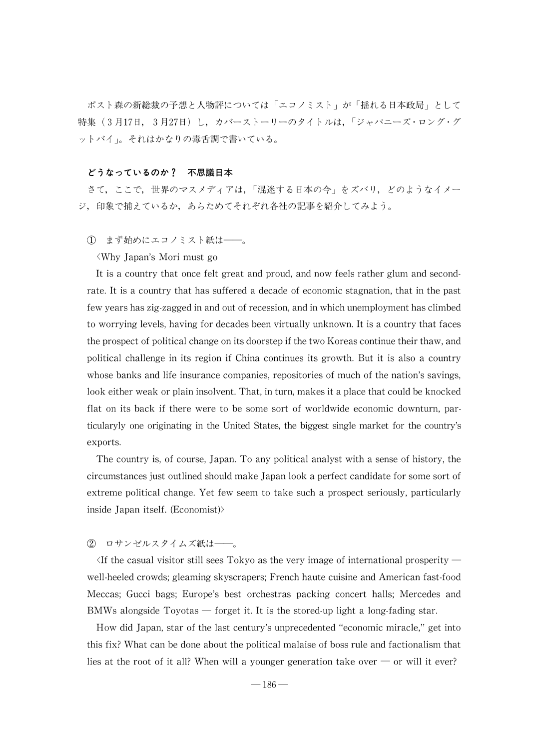ポスト森の新総裁の予想と人物評については「エコノミスト」が「揺れる日本政局」として特集（３月17日，３月27日）し，カバーストーリーのタイトルは，「ジャパニーズ・ロング・グットバイ」。それはかなりの毒舌調で書いている。

**どうなっているのか？　不思議日本**

さて，ここで，世界のマスメディアは，「混迷する日本の今」をズバリ，どのようなイメージ，印象で捕えているか，あらためてそれぞれ各社の記事を紹介してみよう。

①　まず始めにエコノミスト紙は――。

〈Why Japan's Mori must go

It is a country that once felt great and proud, and now feels rather glum and second-rate. It is a country that has suffered a decade of economic stagnation, that in the past few years has zig-zagged in and out of recession, and in which unemployment has climbed to worrying levels, having for decades been virtually unknown. It is a country that faces the prospect of political change on its doorstep if the two Koreas continue their thaw, and political challenge in its region if China continues its growth. But it is also a country whose banks and life insurance companies, repositories of much of the nation's savings, look either weak or plain insolvent. That, in turn, makes it a place that could be knocked flat on its back if there were to be some sort of worldwide economic downturn, particularyly one originating in the United States, the biggest single market for the country's exports.

The country is, of course, Japan. To any political analyst with a sense of history, the circumstances just outlined should make Japan look a perfect candidate for some sort of extreme political change. Yet few seem to take such a prospect seriously, particularly inside Japan itself. (Economist)〉

②　ロサンゼルスタイムズ紙は――。

〈If the casual visitor still sees Tokyo as the very image of international prosperity — well-heeled crowds; gleaming skyscrapers; French haute cuisine and American fast-food Meccas; Gucci bags; Europe's best orchestras packing concert halls; Mercedes and BMWs alongside Toyotas — forget it. It is the stored-up light a long-fading star.

How did Japan, star of the last century's unprecedented "economic miracle," get into this fix? What can be done about the political malaise of boss rule and factionalism that lies at the root of it all? When will a younger generation take over — or will it ever?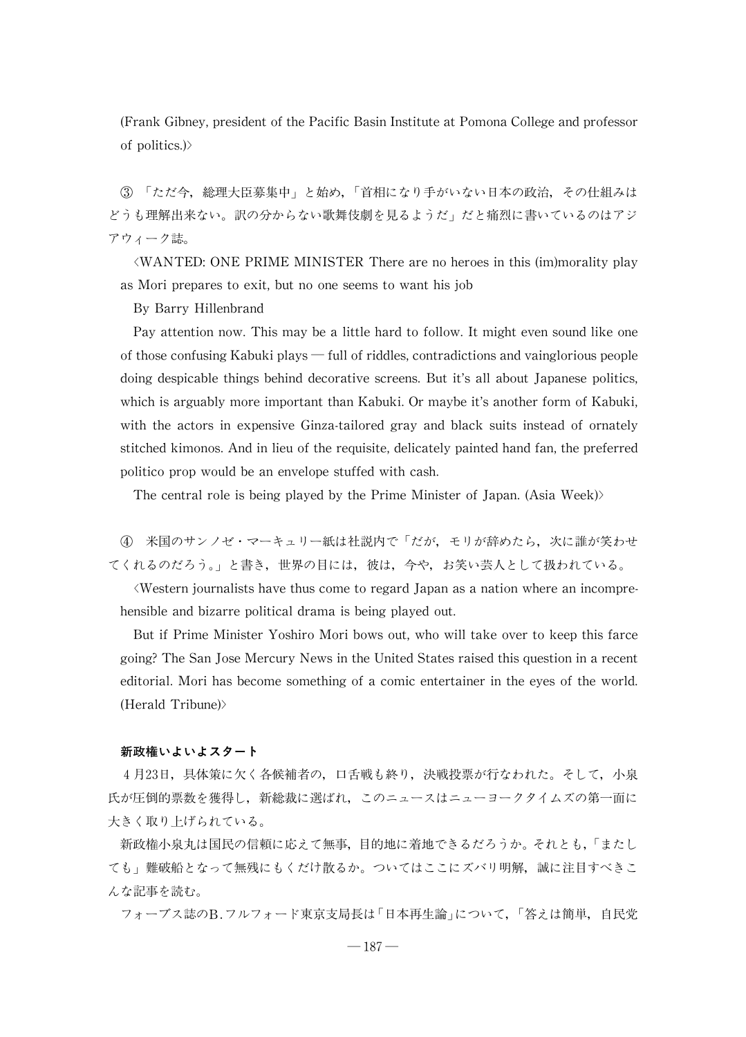(Frank Gibney, president of the Pacific Basin Institute at Pomona College and professor of politics.)〉

③ 「ただ今，総理大臣募集中」と始め，「首相になり手がいない日本の政治，その仕組みはどうも理解出来ない。訳の分からない歌舞伎劇を見るようだ」だと痛烈に書いているのはアジアウィーク誌。

〈WANTED: ONE PRIME MINISTER There are no heroes in this (im)morality play as Mori prepares to exit, but no one seems to want his job

By Barry Hillenbrand

Pay attention now. This may be a little hard to follow. It might even sound like one of those confusing Kabuki plays — full of riddles, contradictions and vainglorious people doing despicable things behind decorative screens. But it's all about Japanese politics, which is arguably more important than Kabuki. Or maybe it's another form of Kabuki, with the actors in expensive Ginza-tailored gray and black suits instead of ornately stitched kimonos. And in lieu of the requisite, delicately painted hand fan, the preferred politico prop would be an envelope stuffed with cash.

The central role is being played by the Prime Minister of Japan. (Asia Week)〉

④ 米国のサンノゼ・マーキュリー紙は社説内で「だが，モリが辞めたら，次に誰が笑わせてくれるのだろう。」と書き，世界の目には，彼は，今や，お笑い芸人として扱われている。

〈Western journalists have thus come to regard Japan as a nation where an incomprehensible and bizarre political drama is being played out.

But if Prime Minister Yoshiro Mori bows out, who will take over to keep this farce going? The San Jose Mercury News in the United States raised this question in a recent editorial. Mori has become something of a comic entertainer in the eyes of the world. (Herald Tribune)〉

**新政権いよいよスタート**

4月23日，具体策に欠く各候補者の，口舌戦も終り，決戦投票が行なわれた。そして，小泉氏が圧倒的票数を獲得し，新総裁に選ばれ，このニュースはニューヨークタイムズの第一面に大きく取り上げられている。

新政権小泉丸は国民の信頼に応えて無事，目的地に着地できるだろうか。それとも，「またしても」難破船となって無残にもくだけ散るか。ついてはここにズバリ明解，誠に注目すべきこんな記事を読む。

フォーブス誌のB.フルフォード東京支局長は「日本再生論」について，「答えは簡単，自民党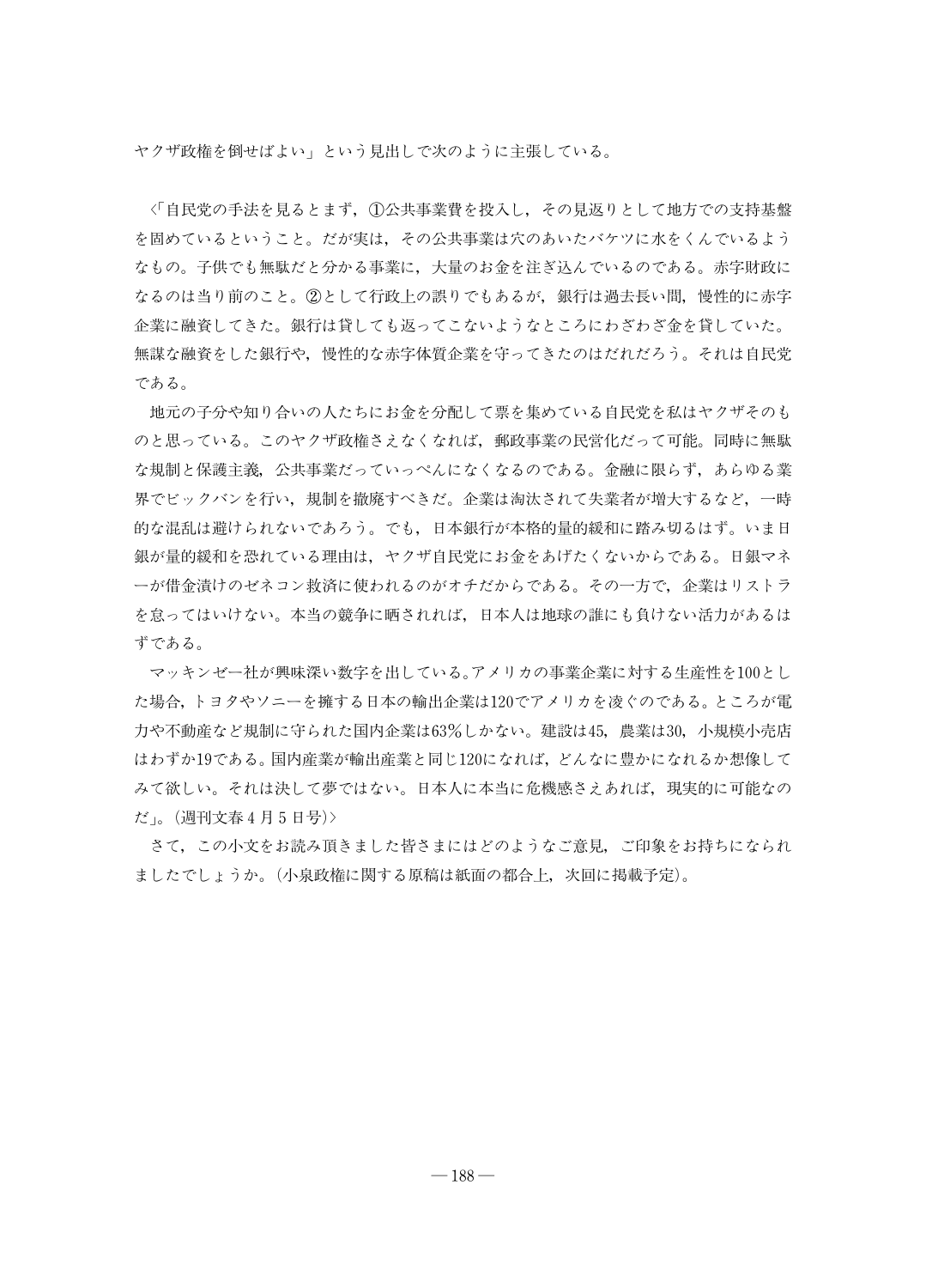ヤクザ政権を倒せばよい」という見出しで次のように主張している。

〈「自民党の手法を見るとまず，①公共事業費を投入し，その見返りとして地方での支持基盤を固めているということ。だが実は，その公共事業は穴のあいたバケツに水をくんでいるようなもの。子供でも無駄だと分かる事業に，大量のお金を注ぎ込んでいるのである。赤字財政になるのは当り前のこと。②として行政上の誤りでもあるが，銀行は過去長い間，慢性的に赤字企業に融資してきた。銀行は貸しても返ってこないようなところにわざわざ金を貸していた。無謀な融資をした銀行や，慢性的な赤字体質企業を守ってきたのはだれだろう。それは自民党である。

地元の子分や知り合いの人たちにお金を分配して票を集めている自民党を私はヤクザそのものと思っている。このヤクザ政権さえなくなれば，郵政事業の民営化だって可能。同時に無駄な規制と保護主義，公共事業だっていっぺんになくなるのである。金融に限らず，あらゆる業界でビックバンを行い，規制を撤廃すべきだ。企業は淘汰されて失業者が増大するなど，一時的な混乱は避けられないであろう。でも，日本銀行が本格的量的緩和に踏み切るはず。いま日銀が量的緩和を恐れている理由は，ヤクザ自民党にお金をあげたくないからである。日銀マネーが借金漬けのゼネコン救済に使われるのがオチだからである。その一方で，企業はリストラを怠ってはいけない。本当の競争に晒されれば，日本人は地球の誰にも負けない活力があるはずである。

マッキンゼー社が興味深い数字を出している。アメリカの事業企業に対する生産性を100とした場合，トヨタやソニーを擁する日本の輸出企業は120でアメリカを凌ぐのである。ところが電力や不動産など規制に守られた国内企業は63%しかない。建設は45，農業は30，小規模小売店はわずか19である。国内産業が輸出産業と同じ120になれば，どんなに豊かになれるか想像してみて欲しい。それは決して夢ではない。日本人に本当に危機感さえあれば，現実的に可能なのだ」。(週刊文春4月5日号)〉

さて，この小文をお読み頂きました皆さまにはどのようなご意見，ご印象をお持ちになられましたでしょうか。(小泉政権に関する原稿は紙面の都合上，次回に掲載予定)。